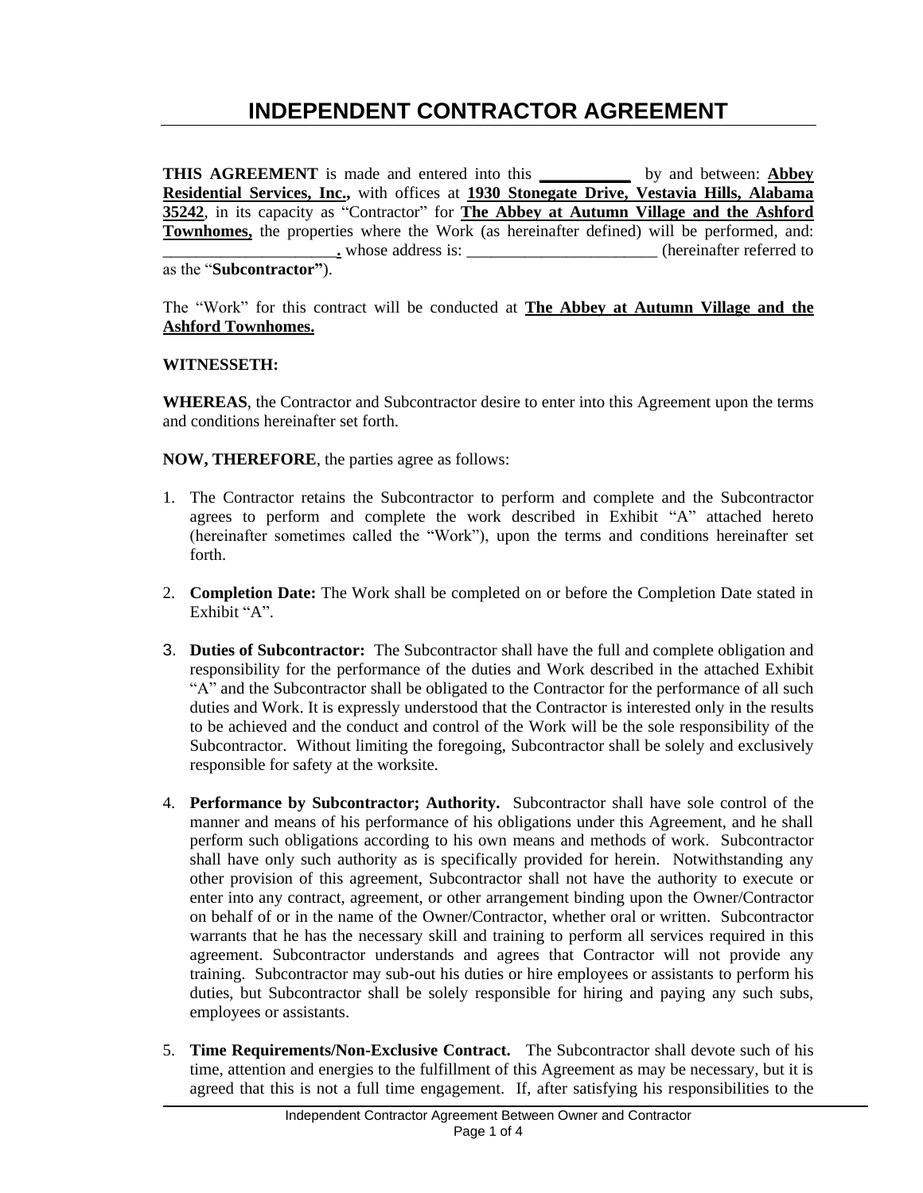# INDEPENDENT CONTRACTOR AGREEMENT

**THIS AGREEMENT** is made and entered into this **__________** by and between: **Abbey Residential Services, Inc.,** with offices at **1930 Stonegate Drive, Vestavia Hills, Alabama 35242**, in its capacity as "Contractor" for **The Abbey at Autumn Village and the Ashford Townhomes,** the properties where the Work (as hereinafter defined) will be performed, and: ____________________**.** whose address is: _______________________ (hereinafter referred to as the "**Subcontractor"**).

The "Work" for this contract will be conducted at **The Abbey at Autumn Village and the Ashford Townhomes.**

**WITNESSETH:**

**WHEREAS**, the Contractor and Subcontractor desire to enter into this Agreement upon the terms and conditions hereinafter set forth.

**NOW, THEREFORE**, the parties agree as follows:

1. The Contractor retains the Subcontractor to perform and complete and the Subcontractor agrees to perform and complete the work described in Exhibit "A" attached hereto (hereinafter sometimes called the "Work"), upon the terms and conditions hereinafter set forth.

2. **Completion Date:** The Work shall be completed on or before the Completion Date stated in Exhibit "A".

3. **Duties of Subcontractor:** The Subcontractor shall have the full and complete obligation and responsibility for the performance of the duties and Work described in the attached Exhibit "A" and the Subcontractor shall be obligated to the Contractor for the performance of all such duties and Work. It is expressly understood that the Contractor is interested only in the results to be achieved and the conduct and control of the Work will be the sole responsibility of the Subcontractor. Without limiting the foregoing, Subcontractor shall be solely and exclusively responsible for safety at the worksite.

4. **Performance by Subcontractor; Authority.** Subcontractor shall have sole control of the manner and means of his performance of his obligations under this Agreement, and he shall perform such obligations according to his own means and methods of work. Subcontractor shall have only such authority as is specifically provided for herein. Notwithstanding any other provision of this agreement, Subcontractor shall not have the authority to execute or enter into any contract, agreement, or other arrangement binding upon the Owner/Contractor on behalf of or in the name of the Owner/Contractor, whether oral or written. Subcontractor warrants that he has the necessary skill and training to perform all services required in this agreement. Subcontractor understands and agrees that Contractor will not provide any training. Subcontractor may sub-out his duties or hire employees or assistants to perform his duties, but Subcontractor shall be solely responsible for hiring and paying any such subs, employees or assistants.

5. **Time Requirements/Non-Exclusive Contract.** The Subcontractor shall devote such of his time, attention and energies to the fulfillment of this Agreement as may be necessary, but it is agreed that this is not a full time engagement. If, after satisfying his responsibilities to the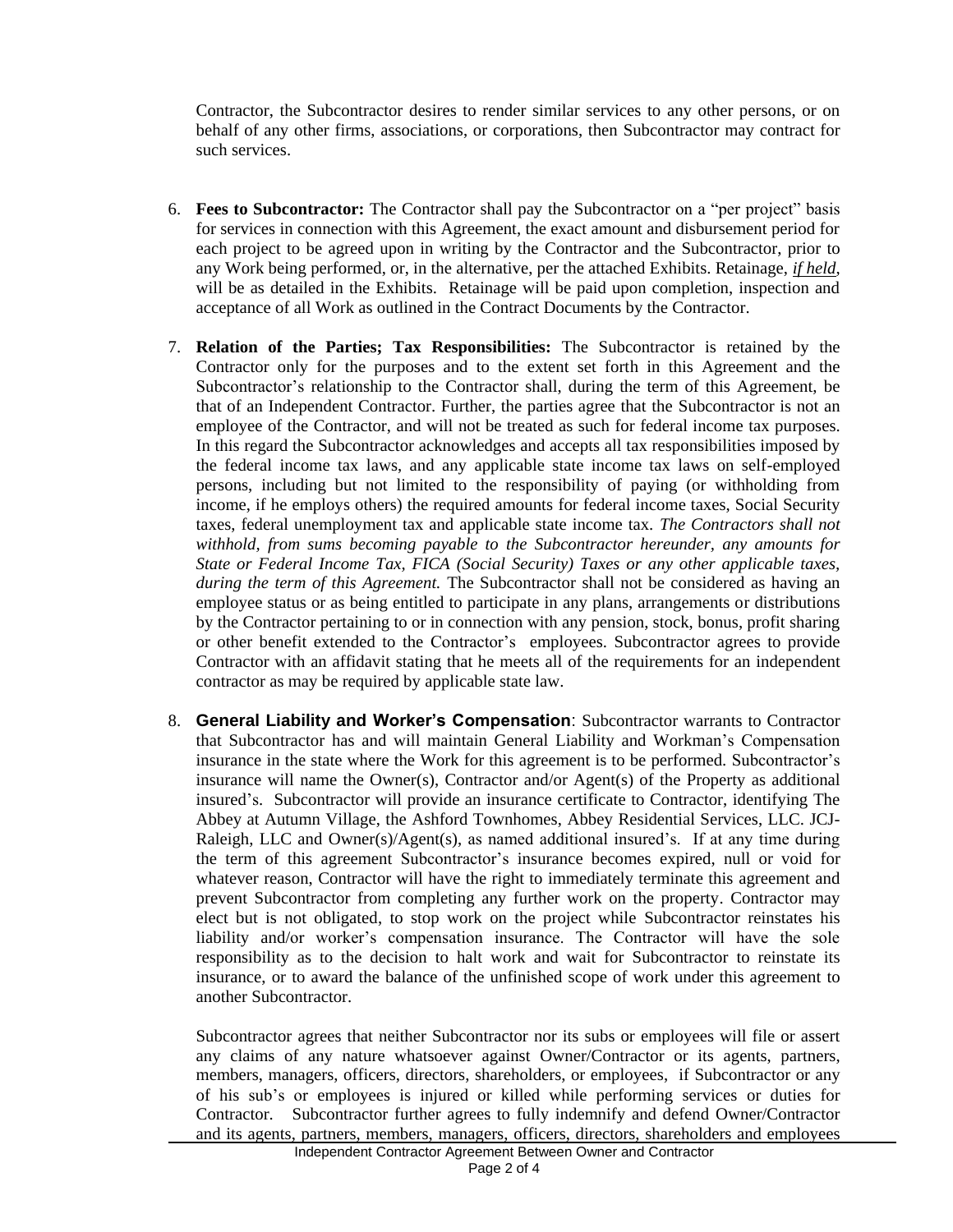Contractor, the Subcontractor desires to render similar services to any other persons, or on behalf of any other firms, associations, or corporations, then Subcontractor may contract for such services.

6. **Fees to Subcontractor:** The Contractor shall pay the Subcontractor on a "per project" basis for services in connection with this Agreement, the exact amount and disbursement period for each project to be agreed upon in writing by the Contractor and the Subcontractor, prior to any Work being performed, or, in the alternative, per the attached Exhibits. Retainage, ***if held***, will be as detailed in the Exhibits. Retainage will be paid upon completion, inspection and acceptance of all Work as outlined in the Contract Documents by the Contractor.

7. **Relation of the Parties; Tax Responsibilities:** The Subcontractor is retained by the Contractor only for the purposes and to the extent set forth in this Agreement and the Subcontractor's relationship to the Contractor shall, during the term of this Agreement, be that of an Independent Contractor. Further, the parties agree that the Subcontractor is not an employee of the Contractor, and will not be treated as such for federal income tax purposes. In this regard the Subcontractor acknowledges and accepts all tax responsibilities imposed by the federal income tax laws, and any applicable state income tax laws on self-employed persons, including but not limited to the responsibility of paying (or withholding from income, if he employs others) the required amounts for federal income taxes, Social Security taxes, federal unemployment tax and applicable state income tax. *The Contractors shall not withhold, from sums becoming payable to the Subcontractor hereunder, any amounts for State or Federal Income Tax, FICA (Social Security) Taxes or any other applicable taxes, during the term of this Agreement.* The Subcontractor shall not be considered as having an employee status or as being entitled to participate in any plans, arrangements or distributions by the Contractor pertaining to or in connection with any pension, stock, bonus, profit sharing or other benefit extended to the Contractor's employees. Subcontractor agrees to provide Contractor with an affidavit stating that he meets all of the requirements for an independent contractor as may be required by applicable state law.

8. **General Liability and Worker's Compensation**: Subcontractor warrants to Contractor that Subcontractor has and will maintain General Liability and Workman's Compensation insurance in the state where the Work for this agreement is to be performed. Subcontractor's insurance will name the Owner(s), Contractor and/or Agent(s) of the Property as additional insured's. Subcontractor will provide an insurance certificate to Contractor, identifying The Abbey at Autumn Village, the Ashford Townhomes, Abbey Residential Services, LLC. JCJ-Raleigh, LLC and Owner(s)/Agent(s), as named additional insured's. If at any time during the term of this agreement Subcontractor's insurance becomes expired, null or void for whatever reason, Contractor will have the right to immediately terminate this agreement and prevent Subcontractor from completing any further work on the property. Contractor may elect but is not obligated, to stop work on the project while Subcontractor reinstates his liability and/or worker's compensation insurance. The Contractor will have the sole responsibility as to the decision to halt work and wait for Subcontractor to reinstate its insurance, or to award the balance of the unfinished scope of work under this agreement to another Subcontractor.

   Subcontractor agrees that neither Subcontractor nor its subs or employees will file or assert any claims of any nature whatsoever against Owner/Contractor or its agents, partners, members, managers, officers, directors, shareholders, or employees, if Subcontractor or any of his sub's or employees is injured or killed while performing services or duties for Contractor. Subcontractor further agrees to fully indemnify and defend Owner/Contractor and its agents, partners, members, managers, officers, directors, shareholders and employees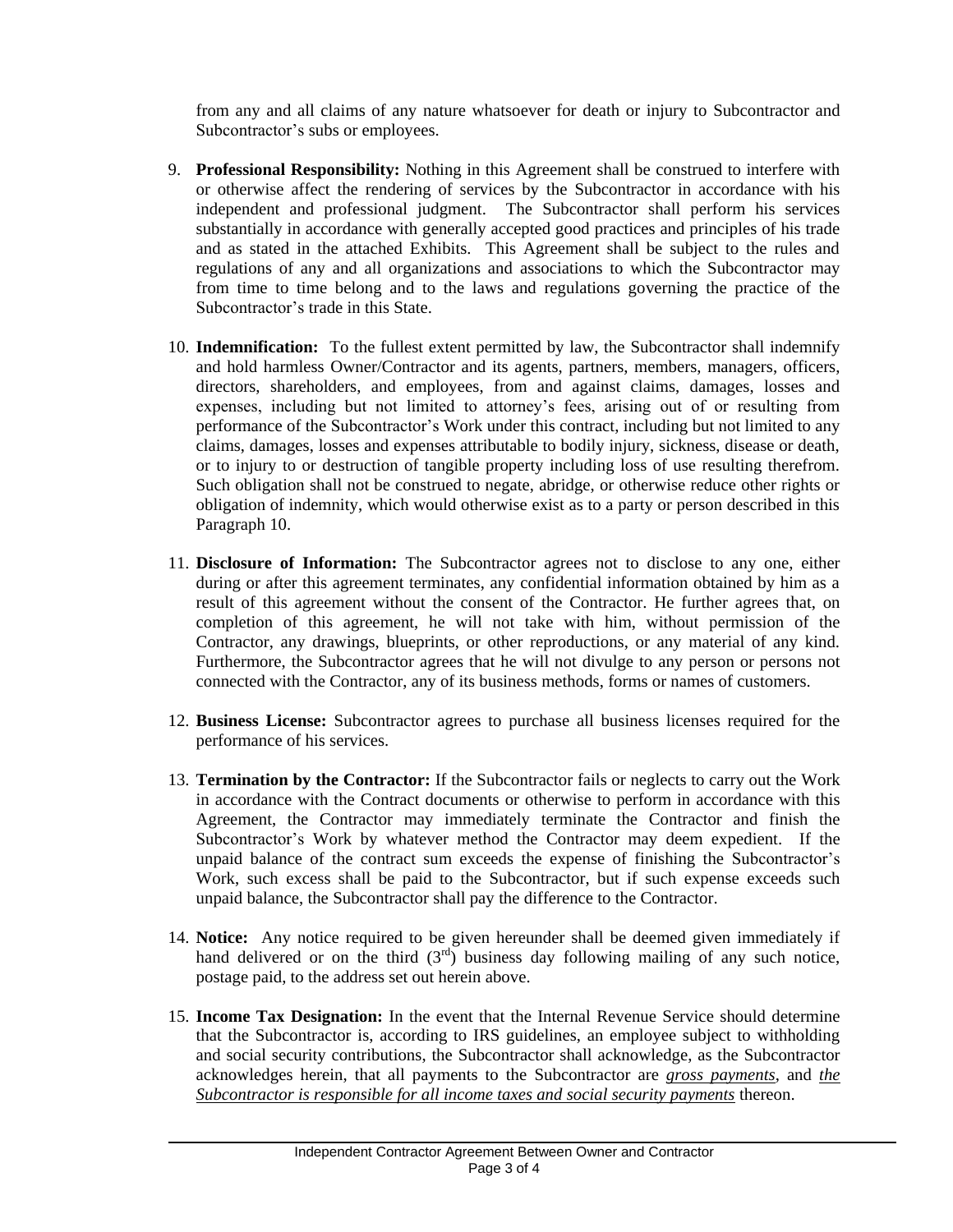from any and all claims of any nature whatsoever for death or injury to Subcontractor and Subcontractor's subs or employees.

9. **Professional Responsibility:** Nothing in this Agreement shall be construed to interfere with or otherwise affect the rendering of services by the Subcontractor in accordance with his independent and professional judgment. The Subcontractor shall perform his services substantially in accordance with generally accepted good practices and principles of his trade and as stated in the attached Exhibits. This Agreement shall be subject to the rules and regulations of any and all organizations and associations to which the Subcontractor may from time to time belong and to the laws and regulations governing the practice of the Subcontractor's trade in this State.

10. **Indemnification:** To the fullest extent permitted by law, the Subcontractor shall indemnify and hold harmless Owner/Contractor and its agents, partners, members, managers, officers, directors, shareholders, and employees, from and against claims, damages, losses and expenses, including but not limited to attorney's fees, arising out of or resulting from performance of the Subcontractor's Work under this contract, including but not limited to any claims, damages, losses and expenses attributable to bodily injury, sickness, disease or death, or to injury to or destruction of tangible property including loss of use resulting therefrom. Such obligation shall not be construed to negate, abridge, or otherwise reduce other rights or obligation of indemnity, which would otherwise exist as to a party or person described in this Paragraph 10.

11. **Disclosure of Information:** The Subcontractor agrees not to disclose to any one, either during or after this agreement terminates, any confidential information obtained by him as a result of this agreement without the consent of the Contractor. He further agrees that, on completion of this agreement, he will not take with him, without permission of the Contractor, any drawings, blueprints, or other reproductions, or any material of any kind. Furthermore, the Subcontractor agrees that he will not divulge to any person or persons not connected with the Contractor, any of its business methods, forms or names of customers.

12. **Business License:** Subcontractor agrees to purchase all business licenses required for the performance of his services.

13. **Termination by the Contractor:** If the Subcontractor fails or neglects to carry out the Work in accordance with the Contract documents or otherwise to perform in accordance with this Agreement, the Contractor may immediately terminate the Contractor and finish the Subcontractor's Work by whatever method the Contractor may deem expedient. If the unpaid balance of the contract sum exceeds the expense of finishing the Subcontractor's Work, such excess shall be paid to the Subcontractor, but if such expense exceeds such unpaid balance, the Subcontractor shall pay the difference to the Contractor.

14. **Notice:** Any notice required to be given hereunder shall be deemed given immediately if hand delivered or on the third (3rd) business day following mailing of any such notice, postage paid, to the address set out herein above.

15. **Income Tax Designation:** In the event that the Internal Revenue Service should determine that the Subcontractor is, according to IRS guidelines, an employee subject to withholding and social security contributions, the Subcontractor shall acknowledge, as the Subcontractor acknowledges herein, that all payments to the Subcontractor are ***gross payments***, and ***the Subcontractor is responsible for all income taxes and social security payments*** thereon.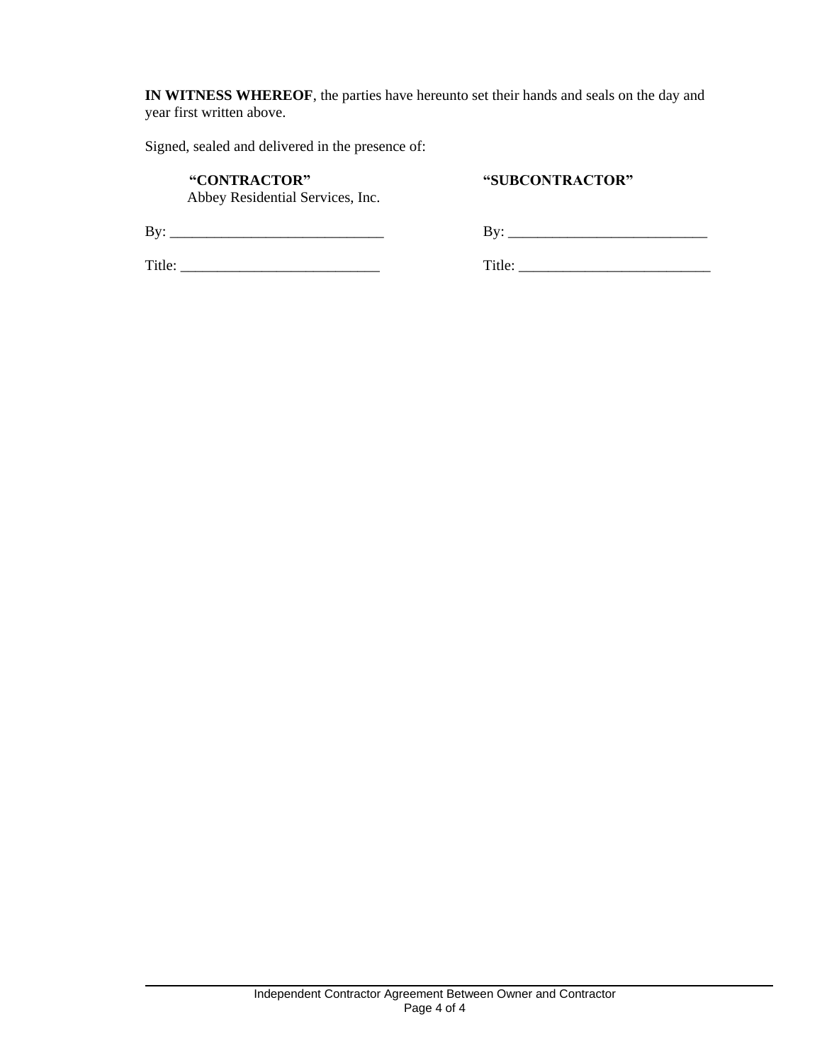**IN WITNESS WHEREOF**, the parties have hereunto set their hands and seals on the day and year first written above.

Signed, sealed and delivered in the presence of:

| **"CONTRACTOR"** Abbey Residential Services, Inc. | **"SUBCONTRACTOR"** |
|---|---|
| By: _____________________________ | By: ___________________________ |
| Title: ___________________________ | Title: __________________________ |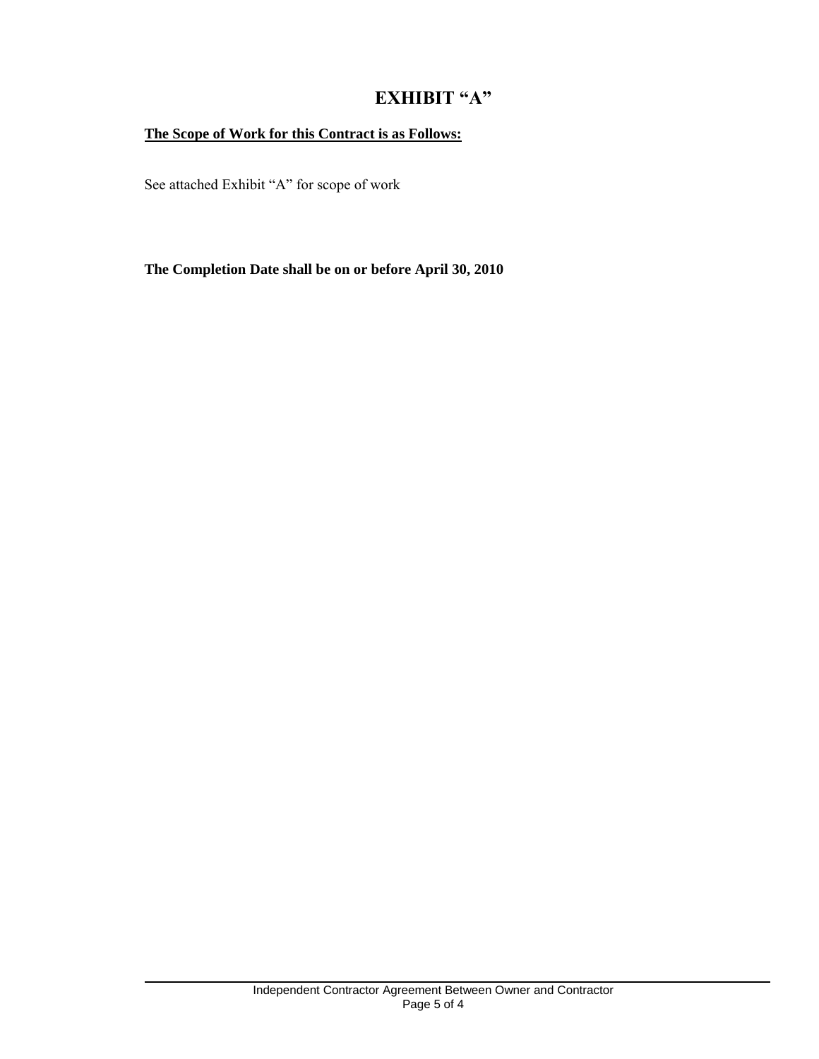# EXHIBIT "A"

**The Scope of Work for this Contract is as Follows:**

See attached Exhibit "A" for scope of work

**The Completion Date shall be on or before April 30, 2010**